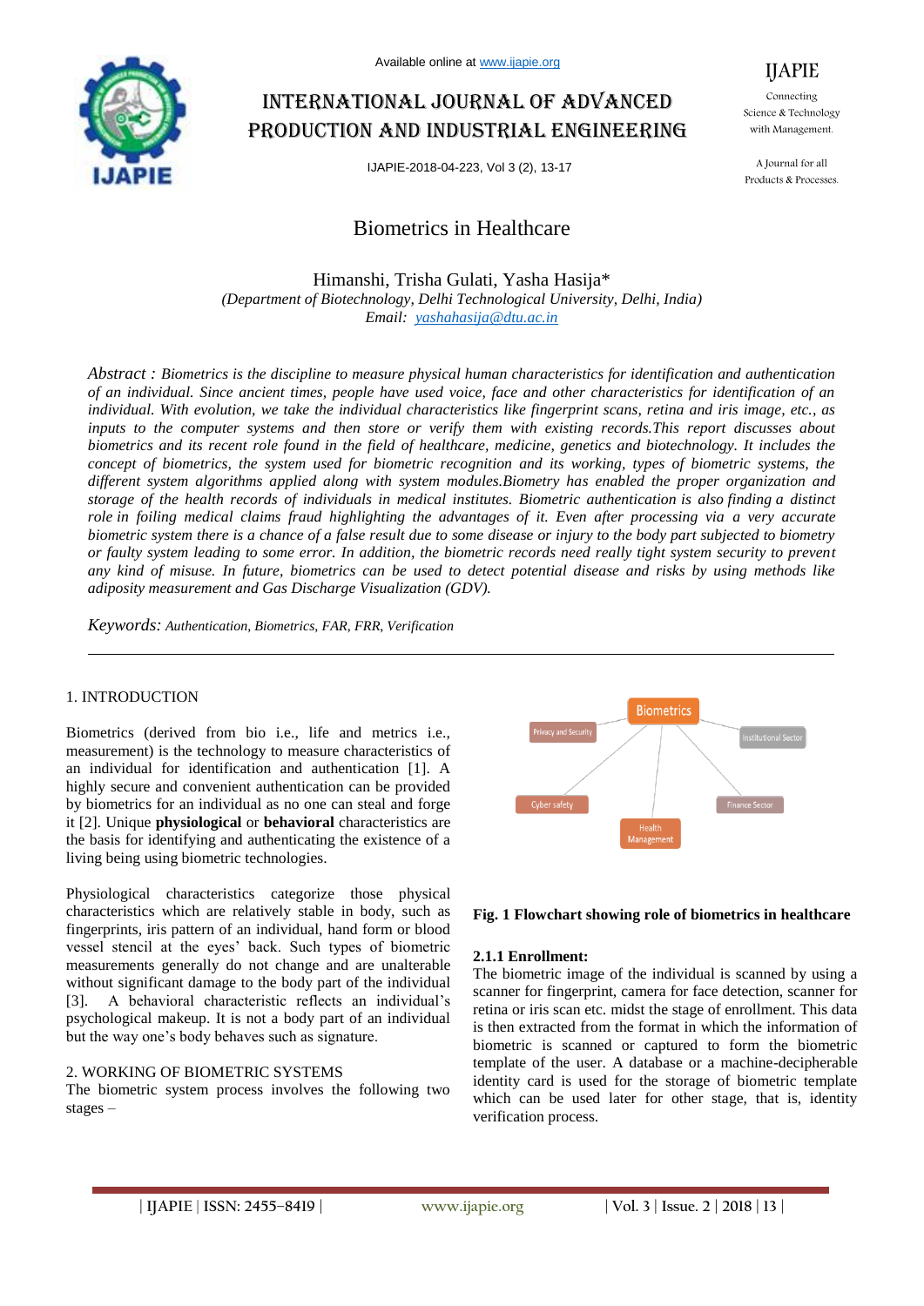# Biometrics in Healthcare

Himanshi, Trisha Gulati, Yasha Hasija*

*(Department of Biotechnology, Delhi Technological University, Delhi, India)*
*Email: yashahasija@dtu.ac.in*

*Abstract : Biometrics is the discipline to measure physical human characteristics for identification and authentication of an individual. Since ancient times, people have used voice, face and other characteristics for identification of an individual. With evolution, we take the individual characteristics like fingerprint scans, retina and iris image, etc., as inputs to the computer systems and then store or verify them with existing records.This report discusses about biometrics and its recent role found in the field of healthcare, medicine, genetics and biotechnology. It includes the concept of biometrics, the system used for biometric recognition and its working, types of biometric systems, the different system algorithms applied along with system modules.Biometry has enabled the proper organization and storage of the health records of individuals in medical institutes. Biometric authentication is also finding a distinct role in foiling medical claims fraud highlighting the advantages of it. Even after processing via a very accurate biometric system there is a chance of a false result due to some disease or injury to the body part subjected to biometry or faulty system leading to some error. In addition, the biometric records need really tight system security to prevent any kind of misuse. In future, biometrics can be used to detect potential disease and risks by using methods like adiposity measurement and Gas Discharge Visualization (GDV).*

*Keywords: Authentication, Biometrics, FAR, FRR, Verification*

## 1. INTRODUCTION

Biometrics (derived from bio i.e., life and metrics i.e., measurement) is the technology to measure characteristics of an individual for identification and authentication [1]. A highly secure and convenient authentication can be provided by biometrics for an individual as no one can steal and forge it [2]. Unique **physiological** or **behavioral** characteristics are the basis for identifying and authenticating the existence of a living being using biometric technologies.

Physiological characteristics categorize those physical characteristics which are relatively stable in body, such as fingerprints, iris pattern of an individual, hand form or blood vessel stencil at the eyes' back. Such types of biometric measurements generally do not change and are unalterable without significant damage to the body part of the individual [3]. A behavioral characteristic reflects an individual's psychological makeup. It is not a body part of an individual but the way one's body behaves such as signature.

## 2. WORKING OF BIOMETRIC SYSTEMS

The biometric system process involves the following two stages –

Biometrics
Privacy and Security
Institutional Sector
Cyber safety
Finance Sector
Health Management

**Fig. 1 Flowchart showing role of biometrics in healthcare**

### 2.1.1 Enrollment:

The biometric image of the individual is scanned by using a scanner for fingerprint, camera for face detection, scanner for retina or iris scan etc. midst the stage of enrollment. This data is then extracted from the format in which the information of biometric is scanned or captured to form the biometric template of the user. A database or a machine-decipherable identity card is used for the storage of biometric template which can be used later for other stage, that is, identity verification process.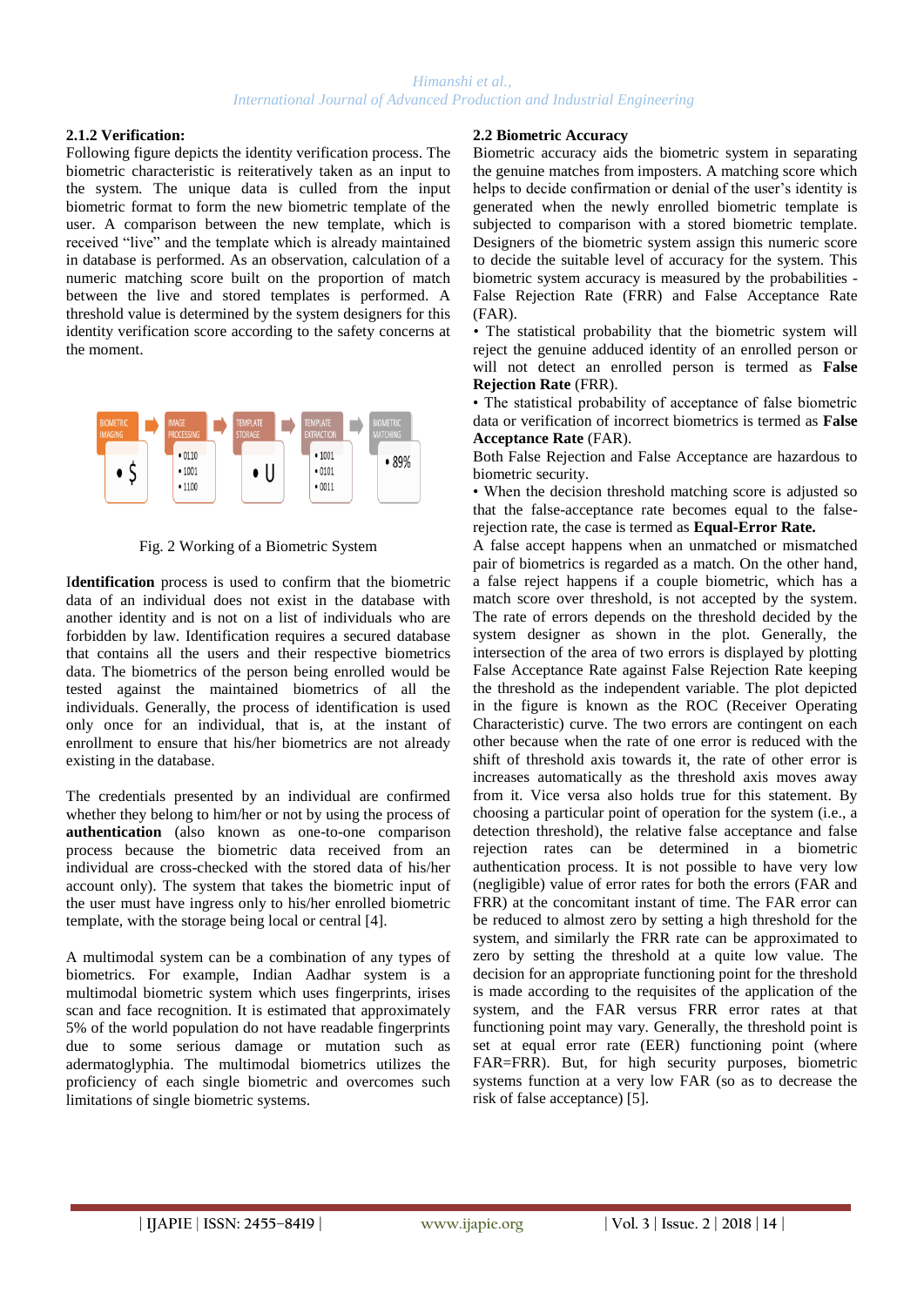### 2.1.2 Verification:

Following figure depicts the identity verification process. The biometric characteristic is reiteratively taken as an input to the system. The unique data is culled from the input biometric format to form the new biometric template of the user. A comparison between the new template, which is received "live" and the template which is already maintained in database is performed. As an observation, calculation of a numeric matching score built on the proportion of match between the live and stored templates is performed. A threshold value is determined by the system designers for this identity verification score according to the safety concerns at the moment.

Fig. 2 Working of a Biometric System

**Identification** process is used to confirm that the biometric data of an individual does not exist in the database with another identity and is not on a list of individuals who are forbidden by law. Identification requires a secured database that contains all the users and their respective biometrics data. The biometrics of the person being enrolled would be tested against the maintained biometrics of all the individuals. Generally, the process of identification is used only once for an individual, that is, at the instant of enrollment to ensure that his/her biometrics are not already existing in the database.

The credentials presented by an individual are confirmed whether they belong to him/her or not by using the process of **authentication** (also known as one-to-one comparison process because the biometric data received from an individual are cross-checked with the stored data of his/her account only). The system that takes the biometric input of the user must have ingress only to his/her enrolled biometric template, with the storage being local or central [4].

A multimodal system can be a combination of any types of biometrics. For example, Indian Aadhar system is a multimodal biometric system which uses fingerprints, irises scan and face recognition. It is estimated that approximately 5% of the world population do not have readable fingerprints due to some serious damage or mutation such as adermatoglyphia. The multimodal biometrics utilizes the proficiency of each single biometric and overcomes such limitations of single biometric systems.

## 2.2 Biometric Accuracy

Biometric accuracy aids the biometric system in separating the genuine matches from imposters. A matching score which helps to decide confirmation or denial of the user's identity is generated when the newly enrolled biometric template is subjected to comparison with a stored biometric template. Designers of the biometric system assign this numeric score to decide the suitable level of accuracy for the system. This biometric system accuracy is measured by the probabilities - False Rejection Rate (FRR) and False Acceptance Rate (FAR).

- The statistical probability that the biometric system will reject the genuine adduced identity of an enrolled person or will not detect an enrolled person is termed as **False Rejection Rate** (FRR).
- The statistical probability of acceptance of false biometric data or verification of incorrect biometrics is termed as **False Acceptance Rate** (FAR).

Both False Rejection and False Acceptance are hazardous to biometric security.

- When the decision threshold matching score is adjusted so that the false-acceptance rate becomes equal to the false-rejection rate, the case is termed as **Equal-Error Rate.**

A false accept happens when an unmatched or mismatched pair of biometrics is regarded as a match. On the other hand, a false reject happens if a couple biometric, which has a match score over threshold, is not accepted by the system. The rate of errors depends on the threshold decided by the system designer as shown in the plot. Generally, the intersection of the area of two errors is displayed by plotting False Acceptance Rate against False Rejection Rate keeping the threshold as the independent variable. The plot depicted in the figure is known as the ROC (Receiver Operating Characteristic) curve. The two errors are contingent on each other because when the rate of one error is reduced with the shift of threshold axis towards it, the rate of other error is increases automatically as the threshold axis moves away from it. Vice versa also holds true for this statement. By choosing a particular point of operation for the system (i.e., a detection threshold), the relative false acceptance and false rejection rates can be determined in a biometric authentication process. It is not possible to have very low (negligible) value of error rates for both the errors (FAR and FRR) at the concomitant instant of time. The FAR error can be reduced to almost zero by setting a high threshold for the system, and similarly the FRR rate can be approximated to zero by setting the threshold at a quite low value. The decision for an appropriate functioning point for the threshold is made according to the requisites of the application of the system, and the FAR versus FRR error rates at that functioning point may vary. Generally, the threshold point is set at equal error rate (EER) functioning point (where FAR=FRR). But, for high security purposes, biometric systems function at a very low FAR (so as to decrease the risk of false acceptance) [5].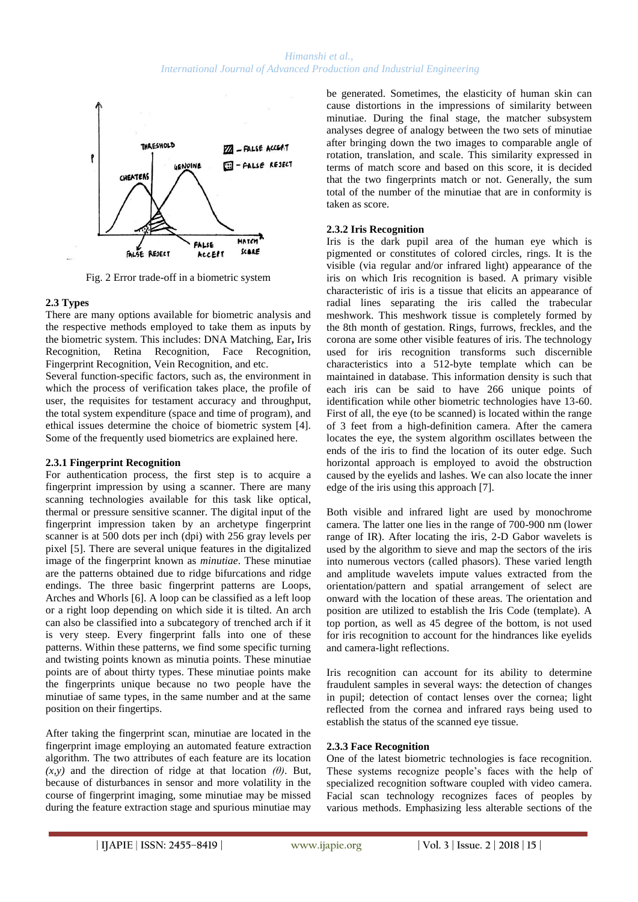Fig. 2 Error trade-off in a biometric system

### 2.3 Types

There are many options available for biometric analysis and the respective methods employed to take them as inputs by the biometric system. This includes: DNA Matching, Ear**,** Iris Recognition, Retina Recognition, Face Recognition, Fingerprint Recognition, Vein Recognition, and etc.

Several function-specific factors, such as, the environment in which the process of verification takes place, the profile of user, the requisites for testament accuracy and throughput, the total system expenditure (space and time of program), and ethical issues determine the choice of biometric system [4]. Some of the frequently used biometrics are explained here.

#### 2.3.1 Fingerprint Recognition

For authentication process, the first step is to acquire a fingerprint impression by using a scanner. There are many scanning technologies available for this task like optical, thermal or pressure sensitive scanner. The digital input of the fingerprint impression taken by an archetype fingerprint scanner is at 500 dots per inch (dpi) with 256 gray levels per pixel [5]. There are several unique features in the digitalized image of the fingerprint known as *minutiae*. These minutiae are the patterns obtained due to ridge bifurcations and ridge endings. The three basic fingerprint patterns are Loops, Arches and Whorls [6]. A loop can be classified as a left loop or a right loop depending on which side it is tilted. An arch can also be classified into a subcategory of trenched arch if it is very steep. Every fingerprint falls into one of these patterns. Within these patterns, we find some specific turning and twisting points known as minutia points. These minutiae points are of about thirty types. These minutiae points make the fingerprints unique because no two people have the minutiae of same types, in the same number and at the same position on their fingertips.

After taking the fingerprint scan, minutiae are located in the fingerprint image employing an automated feature extraction algorithm. The two attributes of each feature are its location $(x,y)$ and the direction of ridge at that location $(\theta)$. But, because of disturbances in sensor and more volatility in the course of fingerprint imaging, some minutiae may be missed during the feature extraction stage and spurious minutiae may be generated. Sometimes, the elasticity of human skin can cause distortions in the impressions of similarity between minutiae. During the final stage, the matcher subsystem analyses degree of analogy between the two sets of minutiae after bringing down the two images to comparable angle of rotation, translation, and scale. This similarity expressed in terms of match score and based on this score, it is decided that the two fingerprints match or not. Generally, the sum total of the number of the minutiae that are in conformity is taken as score.

#### 2.3.2 Iris Recognition

Iris is the dark pupil area of the human eye which is pigmented or constitutes of colored circles, rings. It is the visible (via regular and/or infrared light) appearance of the iris on which Iris recognition is based. A primary visible characteristic of iris is a tissue that elicits an appearance of radial lines separating the iris called the trabecular meshwork. This meshwork tissue is completely formed by the 8th month of gestation. Rings, furrows, freckles, and the corona are some other visible features of iris. The technology used for iris recognition transforms such discernible characteristics into a 512-byte template which can be maintained in database. This information density is such that each iris can be said to have 266 unique points of identification while other biometric technologies have 13-60. First of all, the eye (to be scanned) is located within the range of 3 feet from a high-definition camera. After the camera locates the eye, the system algorithm oscillates between the ends of the iris to find the location of its outer edge. Such horizontal approach is employed to avoid the obstruction caused by the eyelids and lashes. We can also locate the inner edge of the iris using this approach [7].

Both visible and infrared light are used by monochrome camera. The latter one lies in the range of 700-900 nm (lower range of IR). After locating the iris, 2-D Gabor wavelets is used by the algorithm to sieve and map the sectors of the iris into numerous vectors (called phasors). These varied length and amplitude wavelets impute values extracted from the orientation/pattern and spatial arrangement of select are onward with the location of these areas. The orientation and position are utilized to establish the Iris Code (template). A top portion, as well as 45 degree of the bottom, is not used for iris recognition to account for the hindrances like eyelids and camera-light reflections.

Iris recognition can account for its ability to determine fraudulent samples in several ways: the detection of changes in pupil; detection of contact lenses over the cornea; light reflected from the cornea and infrared rays being used to establish the status of the scanned eye tissue.

#### 2.3.3 Face Recognition

One of the latest biometric technologies is face recognition. These systems recognize people's faces with the help of specialized recognition software coupled with video camera. Facial scan technology recognizes faces of peoples by various methods. Emphasizing less alterable sections of the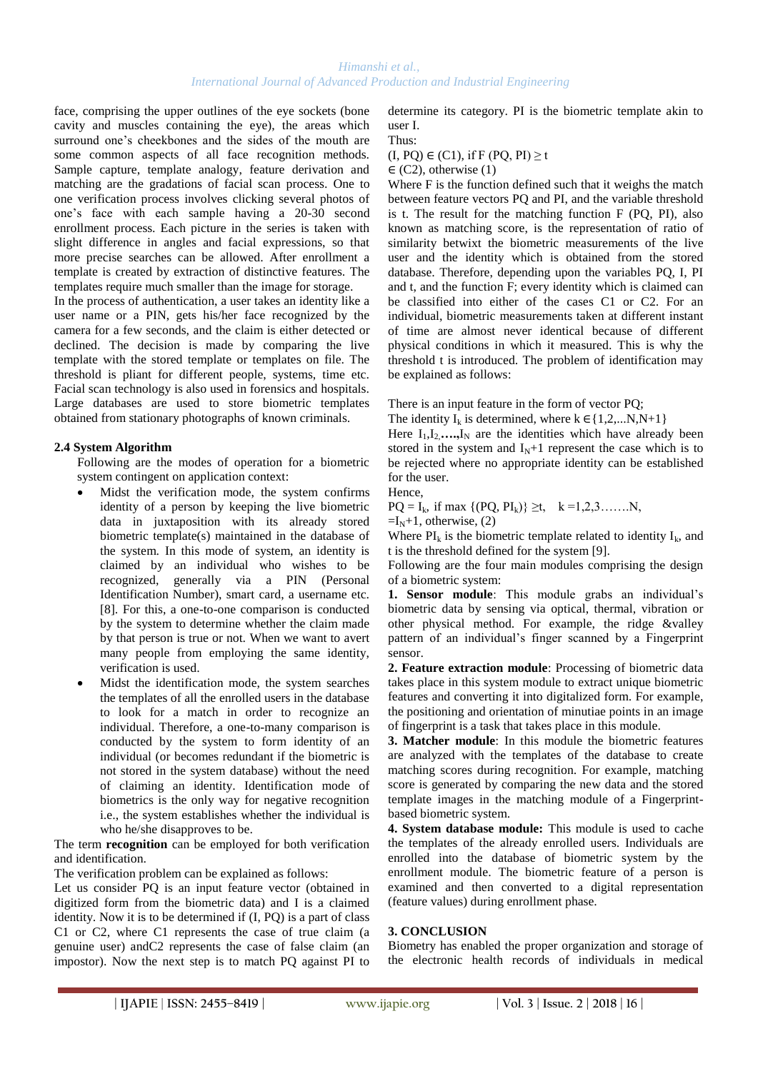face, comprising the upper outlines of the eye sockets (bone cavity and muscles containing the eye), the areas which surround one's cheekbones and the sides of the mouth are some common aspects of all face recognition methods. Sample capture, template analogy, feature derivation and matching are the gradations of facial scan process. One to one verification process involves clicking several photos of one's face with each sample having a 20-30 second enrollment process. Each picture in the series is taken with slight difference in angles and facial expressions, so that more precise searches can be allowed. After enrollment a template is created by extraction of distinctive features. The templates require much smaller than the image for storage.

In the process of authentication, a user takes an identity like a user name or a PIN, gets his/her face recognized by the camera for a few seconds, and the claim is either detected or declined. The decision is made by comparing the live template with the stored template or templates on file. The threshold is pliant for different people, systems, time etc. Facial scan technology is also used in forensics and hospitals. Large databases are used to store biometric templates obtained from stationary photographs of known criminals.

### 2.4 System Algorithm

Following are the modes of operation for a biometric system contingent on application context:

- Midst the verification mode, the system confirms identity of a person by keeping the live biometric data in juxtaposition with its already stored biometric template(s) maintained in the database of the system. In this mode of system, an identity is claimed by an individual who wishes to be recognized, generally via a PIN (Personal Identification Number), smart card, a username etc. [8]. For this, a one-to-one comparison is conducted by the system to determine whether the claim made by that person is true or not. When we want to avert many people from employing the same identity, verification is used.
- Midst the identification mode, the system searches the templates of all the enrolled users in the database to look for a match in order to recognize an individual. Therefore, a one-to-many comparison is conducted by the system to form identity of an individual (or becomes redundant if the biometric is not stored in the system database) without the need of claiming an identity. Identification mode of biometrics is the only way for negative recognition i.e., the system establishes whether the individual is who he/she disapproves to be.

The term **recognition** can be employed for both verification and identification.

The verification problem can be explained as follows:

Let us consider PQ is an input feature vector (obtained in digitized form from the biometric data) and I is a claimed identity. Now it is to be determined if (I, PQ) is a part of class C1 or C2, where C1 represents the case of true claim (a genuine user) andC2 represents the case of false claim (an impostor). Now the next step is to match PQ against PI to determine its category. PI is the biometric template akin to user I.

Thus:

$(I, PQ) \in (C1)$, if $F(PQ, PI) \geq t$

$\in (C2)$, otherwise (1)

Where F is the function defined such that it weighs the match between feature vectors PQ and PI, and the variable threshold is t. The result for the matching function F (PQ, PI), also known as matching score, is the representation of ratio of similarity betwixt the biometric measurements of the live user and the identity which is obtained from the stored database. Therefore, depending upon the variables PQ, I, PI and t, and the function F; every identity which is claimed can be classified into either of the cases C1 or C2. For an individual, biometric measurements taken at different instant of time are almost never identical because of different physical conditions in which it measured. This is why the threshold t is introduced. The problem of identification may be explained as follows:

There is an input feature in the form of vector PQ;

The identity $I_k$ is determined, where $k \in \{1,2,...N,N+1\}$

Here $I_1, I_2, ...., I_N$ are the identities which have already been stored in the system and $I_N+1$ represent the case which is to be rejected where no appropriate identity can be established for the user.

Hence,

$PQ = I_k$, if $\max \{(PQ, PI_k)\} \geq t$, $k = 1,2,3.......N$,

$= I_N+1$, otherwise, (2)

Where $PI_k$ is the biometric template related to identity $I_k$, and t is the threshold defined for the system [9].

Following are the four main modules comprising the design of a biometric system:

**1. Sensor module**: This module grabs an individual's biometric data by sensing via optical, thermal, vibration or other physical method. For example, the ridge &valley pattern of an individual's finger scanned by a Fingerprint sensor.

**2. Feature extraction module**: Processing of biometric data takes place in this system module to extract unique biometric features and converting it into digitalized form. For example, the positioning and orientation of minutiae points in an image of fingerprint is a task that takes place in this module.

**3. Matcher module**: In this module the biometric features are analyzed with the templates of the database to create matching scores during recognition. For example, matching score is generated by comparing the new data and the stored template images in the matching module of a Fingerprint-based biometric system.

**4. System database module:** This module is used to cache the templates of the already enrolled users. Individuals are enrolled into the database of biometric system by the enrollment module. The biometric feature of a person is examined and then converted to a digital representation (feature values) during enrollment phase.

## 3. CONCLUSION

Biometry has enabled the proper organization and storage of the electronic health records of individuals in medical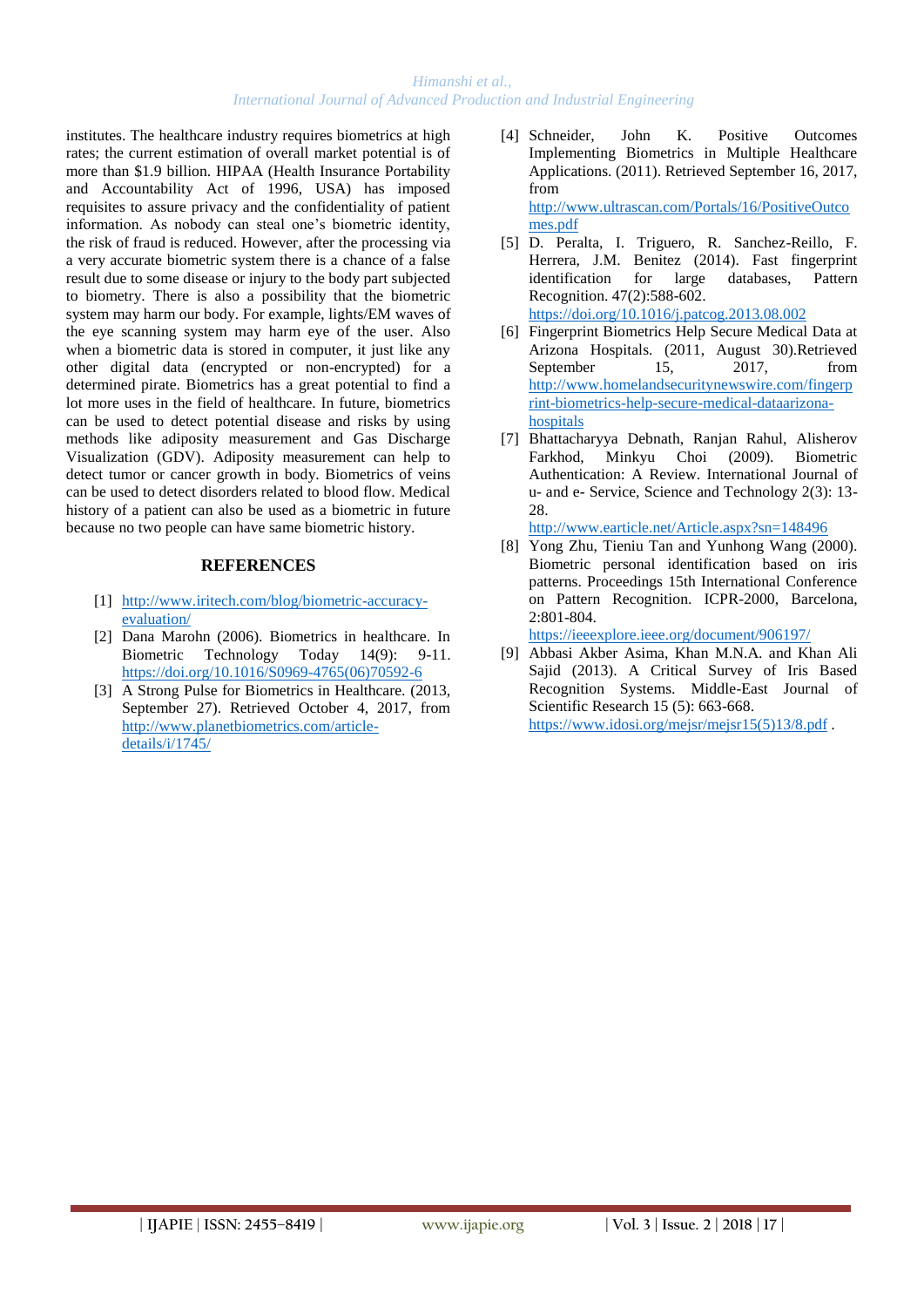institutes. The healthcare industry requires biometrics at high rates; the current estimation of overall market potential is of more than $1.9 billion. HIPAA (Health Insurance Portability and Accountability Act of 1996, USA) has imposed requisites to assure privacy and the confidentiality of patient information. As nobody can steal one's biometric identity, the risk of fraud is reduced. However, after the processing via a very accurate biometric system there is a chance of a false result due to some disease or injury to the body part subjected to biometry. There is also a possibility that the biometric system may harm our body. For example, lights/EM waves of the eye scanning system may harm eye of the user. Also when a biometric data is stored in computer, it just like any other digital data (encrypted or non-encrypted) for a determined pirate. Biometrics has a great potential to find a lot more uses in the field of healthcare. In future, biometrics can be used to detect potential disease and risks by using methods like adiposity measurement and Gas Discharge Visualization (GDV). Adiposity measurement can help to detect tumor or cancer growth in body. Biometrics of veins can be used to detect disorders related to blood flow. Medical history of a patient can also be used as a biometric in future because no two people can have same biometric history.

## REFERENCES

[1] http://www.iritech.com/blog/biometric-accuracy-evaluation/

[2] Dana Marohn (2006). Biometrics in healthcare. In Biometric Technology Today 14(9): 9-11. https://doi.org/10.1016/S0969-4765(06)70592-6

[3] A Strong Pulse for Biometrics in Healthcare. (2013, September 27). Retrieved October 4, 2017, from http://www.planetbiometrics.com/article-details/i/1745/

[4] Schneider, John K. Positive Outcomes Implementing Biometrics in Multiple Healthcare Applications. (2011). Retrieved September 16, 2017, from http://www.ultrascan.com/Portals/16/PositiveOutcomes.pdf

[5] D. Peralta, I. Triguero, R. Sanchez-Reillo, F. Herrera, J.M. Benitez (2014). Fast fingerprint identification for large databases, Pattern Recognition. 47(2):588-602. https://doi.org/10.1016/j.patcog.2013.08.002

[6] Fingerprint Biometrics Help Secure Medical Data at Arizona Hospitals. (2011, August 30).Retrieved September 15, 2017, from http://www.homelandsecuritynewswire.com/fingerprint-biometrics-help-secure-medical-dataarizona-hospitals

[7] Bhattacharyya Debnath, Ranjan Rahul, Alisherov Farkhod, Minkyu Choi (2009). Biometric Authentication: A Review. International Journal of u- and e- Service, Science and Technology 2(3): 13-28. http://www.earticle.net/Article.aspx?sn=148496

[8] Yong Zhu, Tieniu Tan and Yunhong Wang (2000). Biometric personal identification based on iris patterns. Proceedings 15th International Conference on Pattern Recognition. ICPR-2000, Barcelona, 2:801-804. https://ieeexplore.ieee.org/document/906197/

[9] Abbasi Akber Asima, Khan M.N.A. and Khan Ali Sajid (2013). A Critical Survey of Iris Based Recognition Systems. Middle-East Journal of Scientific Research 15 (5): 663-668. https://www.idosi.org/mejsr/mejsr15(5)13/8.pdf .